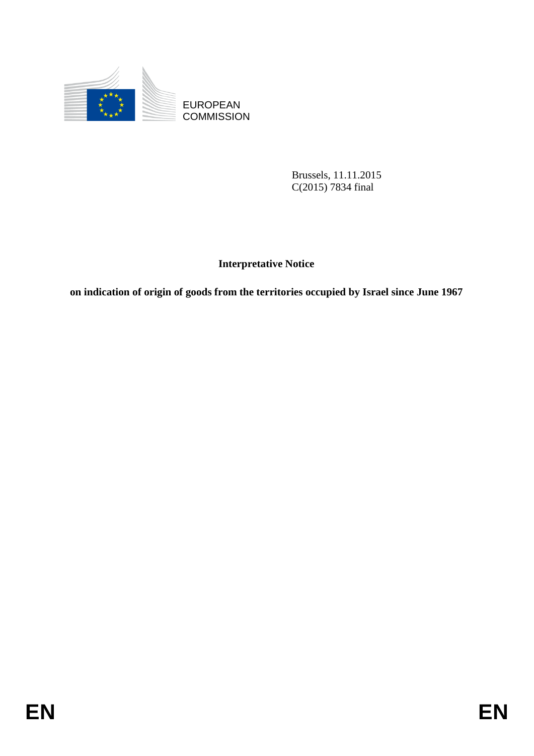EUROPEAN COMMISSION

Brussels, 11.11.2015
C(2015) 7834 final

# Interpretative Notice

## on indication of origin of goods from the territories occupied by Israel since June 1967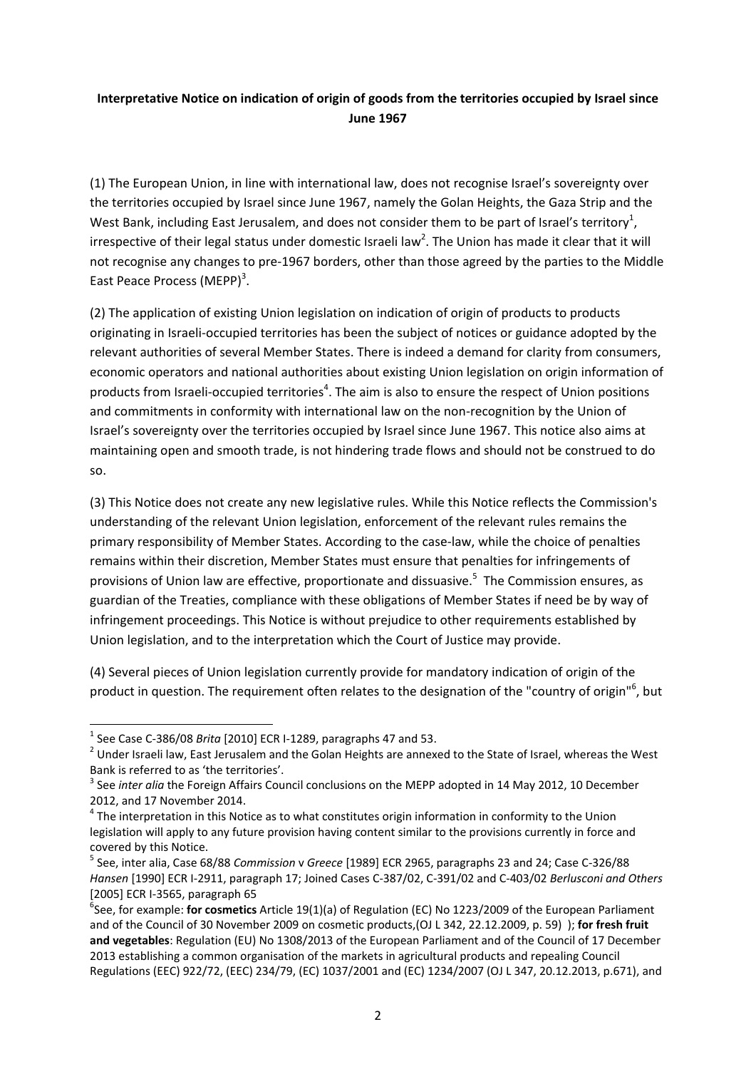**Interpretative Notice on indication of origin of goods from the territories occupied by Israel since June 1967**

(1) The European Union, in line with international law, does not recognise Israel's sovereignty over the territories occupied by Israel since June 1967, namely the Golan Heights, the Gaza Strip and the West Bank, including East Jerusalem, and does not consider them to be part of Israel's territory[1], irrespective of their legal status under domestic Israeli law[2]. The Union has made it clear that it will not recognise any changes to pre-1967 borders, other than those agreed by the parties to the Middle East Peace Process (MEPP)[3].

(2) The application of existing Union legislation on indication of origin of products to products originating in Israeli-occupied territories has been the subject of notices or guidance adopted by the relevant authorities of several Member States. There is indeed a demand for clarity from consumers, economic operators and national authorities about existing Union legislation on origin information of products from Israeli-occupied territories[4]. The aim is also to ensure the respect of Union positions and commitments in conformity with international law on the non-recognition by the Union of Israel's sovereignty over the territories occupied by Israel since June 1967. This notice also aims at maintaining open and smooth trade, is not hindering trade flows and should not be construed to do so.

(3) This Notice does not create any new legislative rules. While this Notice reflects the Commission's understanding of the relevant Union legislation, enforcement of the relevant rules remains the primary responsibility of Member States. According to the case-law, while the choice of penalties remains within their discretion, Member States must ensure that penalties for infringements of provisions of Union law are effective, proportionate and dissuasive.[5] The Commission ensures, as guardian of the Treaties, compliance with these obligations of Member States if need be by way of infringement proceedings. This Notice is without prejudice to other requirements established by Union legislation, and to the interpretation which the Court of Justice may provide.

(4) Several pieces of Union legislation currently provide for mandatory indication of origin of the product in question. The requirement often relates to the designation of the "country of origin"[6], but

---

[1] See Case C-386/08 *Brita* [2010] ECR I-1289, paragraphs 47 and 53.

[2] Under Israeli law, East Jerusalem and the Golan Heights are annexed to the State of Israel, whereas the West Bank is referred to as 'the territories'.

[3] See *inter alia* the Foreign Affairs Council conclusions on the MEPP adopted in 14 May 2012, 10 December 2012, and 17 November 2014.

[4] The interpretation in this Notice as to what constitutes origin information in conformity to the Union legislation will apply to any future provision having content similar to the provisions currently in force and covered by this Notice.

[5] See, inter alia, Case 68/88 *Commission* v *Greece* [1989] ECR 2965, paragraphs 23 and 24; Case C-326/88 *Hansen* [1990] ECR I-2911, paragraph 17; Joined Cases C-387/02, C-391/02 and C-403/02 *Berlusconi and Others* [2005] ECR I-3565, paragraph 65

[6] See, for example: **for cosmetics** Article 19(1)(a) of Regulation (EC) No 1223/2009 of the European Parliament and of the Council of 30 November 2009 on cosmetic products,(OJ L 342, 22.12.2009, p. 59) ); **for fresh fruit and vegetables**: Regulation (EU) No 1308/2013 of the European Parliament and of the Council of 17 December 2013 establishing a common organisation of the markets in agricultural products and repealing Council Regulations (EEC) 922/72, (EEC) 234/79, (EC) 1037/2001 and (EC) 1234/2007 (OJ L 347, 20.12.2013, p.671), and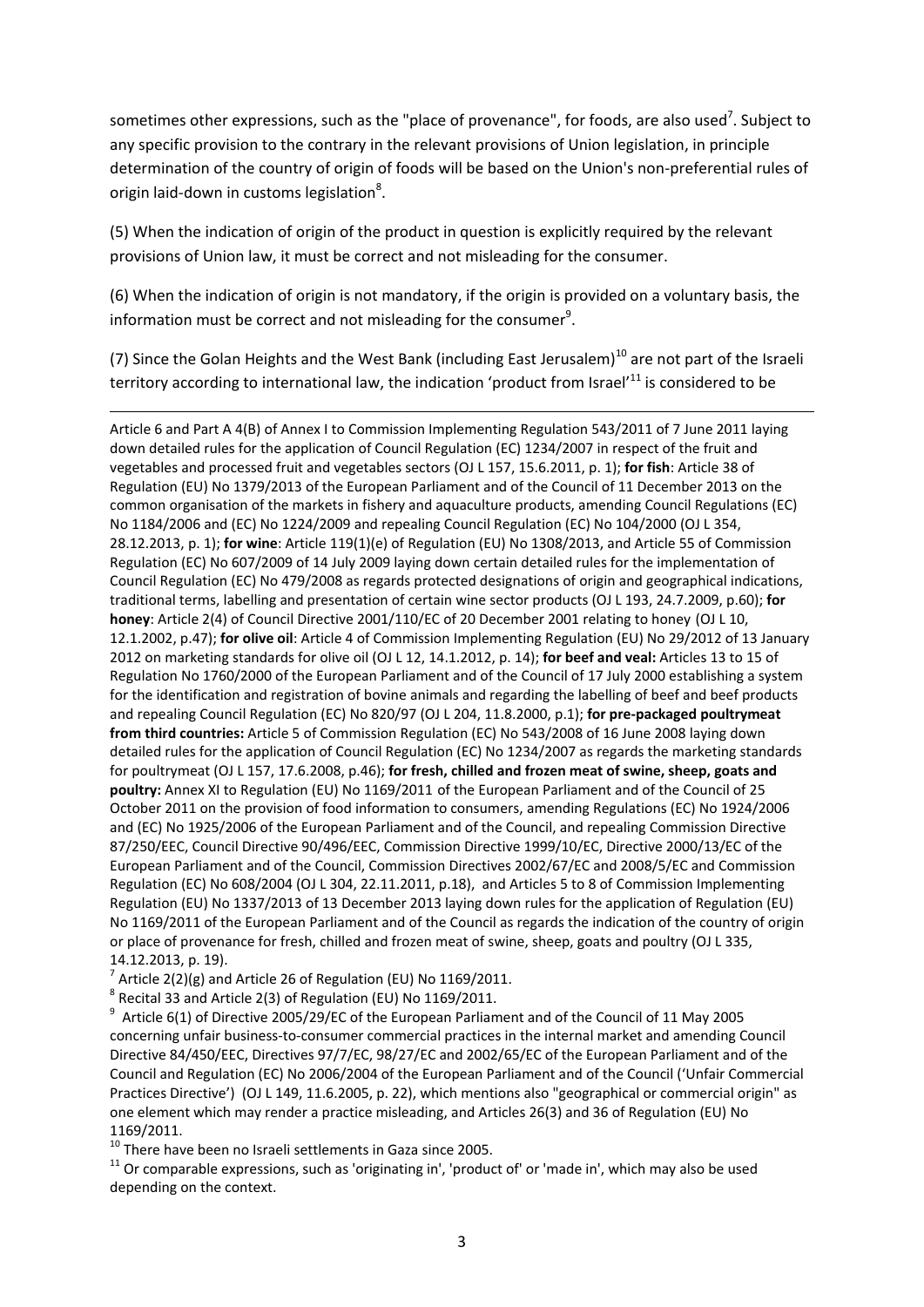sometimes other expressions, such as the "place of provenance", for foods, are also used[7]. Subject to any specific provision to the contrary in the relevant provisions of Union legislation, in principle determination of the country of origin of foods will be based on the Union's non-preferential rules of origin laid-down in customs legislation[8].

(5) When the indication of origin of the product in question is explicitly required by the relevant provisions of Union law, it must be correct and not misleading for the consumer.

(6) When the indication of origin is not mandatory, if the origin is provided on a voluntary basis, the information must be correct and not misleading for the consumer[9].

(7) Since the Golan Heights and the West Bank (including East Jerusalem)[10] are not part of the Israeli territory according to international law, the indication 'product from Israel'[11] is considered to be

---

Article 6 and Part A 4(B) of Annex I to Commission Implementing Regulation 543/2011 of 7 June 2011 laying down detailed rules for the application of Council Regulation (EC) 1234/2007 in respect of the fruit and vegetables and processed fruit and vegetables sectors (OJ L 157, 15.6.2011, p. 1); **for fish**: Article 38 of Regulation (EU) No 1379/2013 of the European Parliament and of the Council of 11 December 2013 on the common organisation of the markets in fishery and aquaculture products, amending Council Regulations (EC) No 1184/2006 and (EC) No 1224/2009 and repealing Council Regulation (EC) No 104/2000 (OJ L 354, 28.12.2013, p. 1); **for wine**: Article 119(1)(e) of Regulation (EU) No 1308/2013, and Article 55 of Commission Regulation (EC) No 607/2009 of 14 July 2009 laying down certain detailed rules for the implementation of Council Regulation (EC) No 479/2008 as regards protected designations of origin and geographical indications, traditional terms, labelling and presentation of certain wine sector products (OJ L 193, 24.7.2009, p.60); **for honey**: Article 2(4) of Council Directive 2001/110/EC of 20 December 2001 relating to honey (OJ L 10, 12.1.2002, p.47); **for olive oil**: Article 4 of Commission Implementing Regulation (EU) No 29/2012 of 13 January 2012 on marketing standards for olive oil (OJ L 12, 14.1.2012, p. 14); **for beef and veal:** Articles 13 to 15 of Regulation No 1760/2000 of the European Parliament and of the Council of 17 July 2000 establishing a system for the identification and registration of bovine animals and regarding the labelling of beef and beef products and repealing Council Regulation (EC) No 820/97 (OJ L 204, 11.8.2000, p.1); **for pre-packaged poultrymeat from third countries:** Article 5 of Commission Regulation (EC) No 543/2008 of 16 June 2008 laying down detailed rules for the application of Council Regulation (EC) No 1234/2007 as regards the marketing standards for poultrymeat (OJ L 157, 17.6.2008, p.46); **for fresh, chilled and frozen meat of swine, sheep, goats and poultry:** Annex XI to Regulation (EU) No 1169/2011 of the European Parliament and of the Council of 25 October 2011 on the provision of food information to consumers, amending Regulations (EC) No 1924/2006 and (EC) No 1925/2006 of the European Parliament and of the Council, and repealing Commission Directive 87/250/EEC, Council Directive 90/496/EEC, Commission Directive 1999/10/EC, Directive 2000/13/EC of the European Parliament and of the Council, Commission Directives 2002/67/EC and 2008/5/EC and Commission Regulation (EC) No 608/2004 (OJ L 304, 22.11.2011, p.18), and Articles 5 to 8 of Commission Implementing Regulation (EU) No 1337/2013 of 13 December 2013 laying down rules for the application of Regulation (EU) No 1169/2011 of the European Parliament and of the Council as regards the indication of the country of origin or place of provenance for fresh, chilled and frozen meat of swine, sheep, goats and poultry (OJ L 335, 14.12.2013, p. 19).

[7] Article 2(2)(g) and Article 26 of Regulation (EU) No 1169/2011.

[8] Recital 33 and Article 2(3) of Regulation (EU) No 1169/2011.

[9] Article 6(1) of Directive 2005/29/EC of the European Parliament and of the Council of 11 May 2005 concerning unfair business-to-consumer commercial practices in the internal market and amending Council Directive 84/450/EEC, Directives 97/7/EC, 98/27/EC and 2002/65/EC of the European Parliament and of the Council and Regulation (EC) No 2006/2004 of the European Parliament and of the Council ('Unfair Commercial Practices Directive') (OJ L 149, 11.6.2005, p. 22), which mentions also "geographical or commercial origin" as one element which may render a practice misleading, and Articles 26(3) and 36 of Regulation (EU) No 1169/2011.

[10] There have been no Israeli settlements in Gaza since 2005.

[11] Or comparable expressions, such as 'originating in', 'product of' or 'made in', which may also be used depending on the context.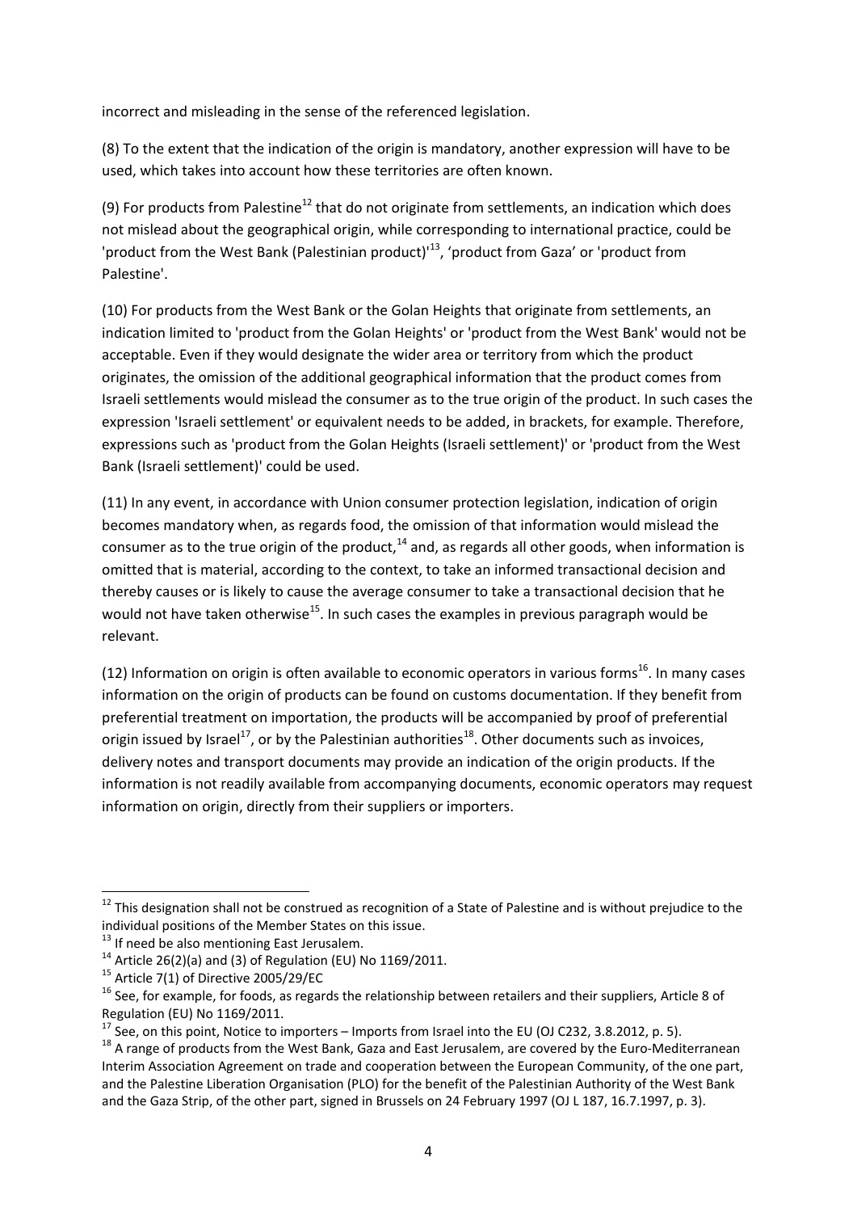incorrect and misleading in the sense of the referenced legislation.

(8) To the extent that the indication of the origin is mandatory, another expression will have to be used, which takes into account how these territories are often known.

(9) For products from Palestine[12] that do not originate from settlements, an indication which does not mislead about the geographical origin, while corresponding to international practice, could be 'product from the West Bank (Palestinian product)'[13], 'product from Gaza' or 'product from Palestine'.

(10) For products from the West Bank or the Golan Heights that originate from settlements, an indication limited to 'product from the Golan Heights' or 'product from the West Bank' would not be acceptable. Even if they would designate the wider area or territory from which the product originates, the omission of the additional geographical information that the product comes from Israeli settlements would mislead the consumer as to the true origin of the product. In such cases the expression 'Israeli settlement' or equivalent needs to be added, in brackets, for example. Therefore, expressions such as 'product from the Golan Heights (Israeli settlement)' or 'product from the West Bank (Israeli settlement)' could be used.

(11) In any event, in accordance with Union consumer protection legislation, indication of origin becomes mandatory when, as regards food, the omission of that information would mislead the consumer as to the true origin of the product,[14] and, as regards all other goods, when information is omitted that is material, according to the context, to take an informed transactional decision and thereby causes or is likely to cause the average consumer to take a transactional decision that he would not have taken otherwise[15]. In such cases the examples in previous paragraph would be relevant.

(12) Information on origin is often available to economic operators in various forms[16]. In many cases information on the origin of products can be found on customs documentation. If they benefit from preferential treatment on importation, the products will be accompanied by proof of preferential origin issued by Israel[17], or by the Palestinian authorities[18]. Other documents such as invoices, delivery notes and transport documents may provide an indication of the origin products. If the information is not readily available from accompanying documents, economic operators may request information on origin, directly from their suppliers or importers.

---

[12] This designation shall not be construed as recognition of a State of Palestine and is without prejudice to the individual positions of the Member States on this issue.

[13] If need be also mentioning East Jerusalem.

[14] Article 26(2)(a) and (3) of Regulation (EU) No 1169/2011.

[15] Article 7(1) of Directive 2005/29/EC

[16] See, for example, for foods, as regards the relationship between retailers and their suppliers, Article 8 of Regulation (EU) No 1169/2011.

[17] See, on this point, Notice to importers – Imports from Israel into the EU (OJ C232, 3.8.2012, p. 5).

[18] A range of products from the West Bank, Gaza and East Jerusalem, are covered by the Euro-Mediterranean Interim Association Agreement on trade and cooperation between the European Community, of the one part, and the Palestine Liberation Organisation (PLO) for the benefit of the Palestinian Authority of the West Bank and the Gaza Strip, of the other part, signed in Brussels on 24 February 1997 (OJ L 187, 16.7.1997, p. 3).